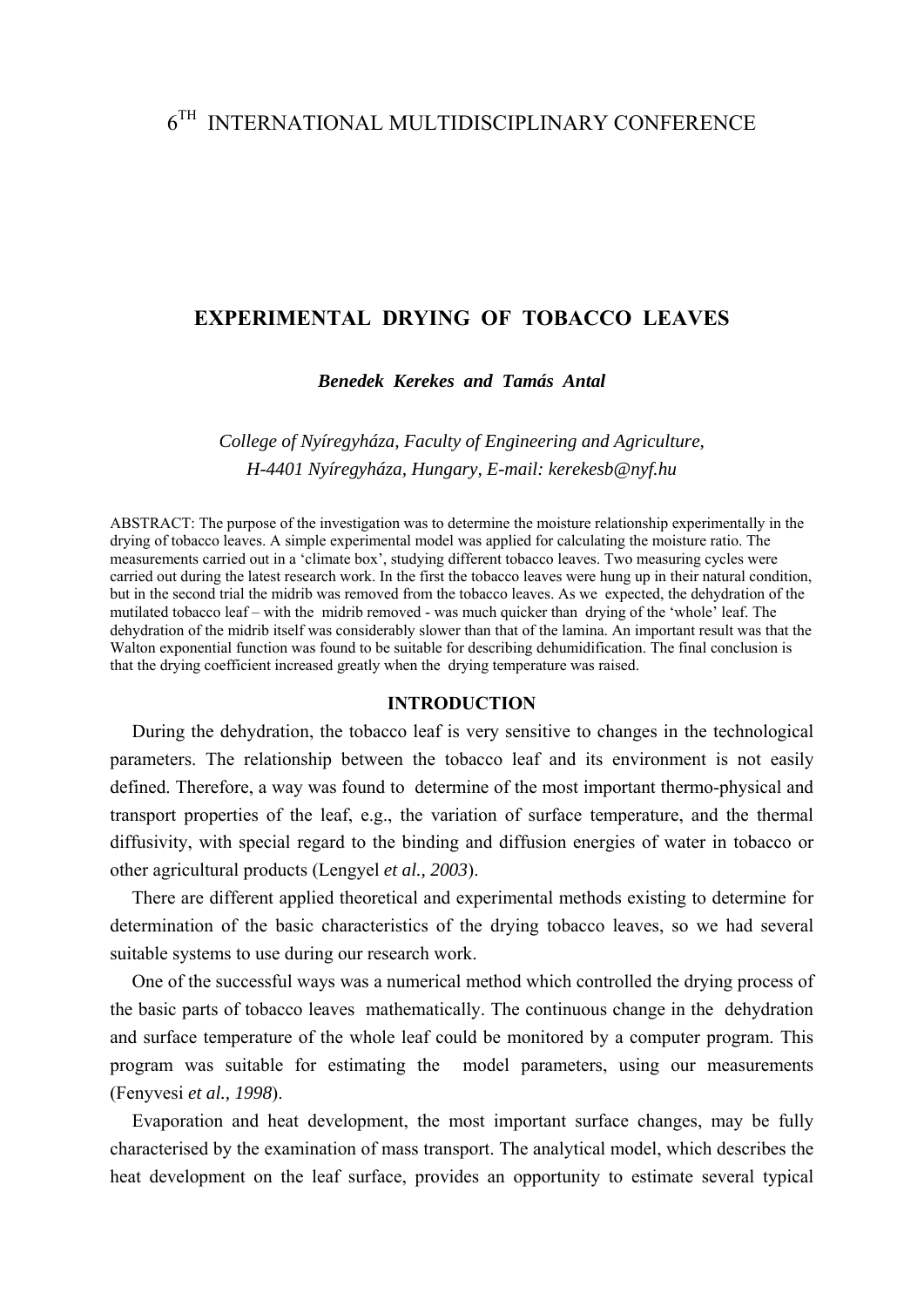6TH INTERNATIONAL MULTIDISCIPLINARY CONFERENCE

# EXPERIMENTAL DRYING OF TOBACCO LEAVES

***Benedek Kerekes and Tamás Antal***

*College of Nyíregyháza, Faculty of Engineering and Agriculture, H-4401 Nyíregyháza, Hungary, E-mail: kerekesb@nyf.hu*

ABSTRACT: The purpose of the investigation was to determine the moisture relationship experimentally in the drying of tobacco leaves. A simple experimental model was applied for calculating the moisture ratio. The measurements carried out in a 'climate box', studying different tobacco leaves. Two measuring cycles were carried out during the latest research work. In the first the tobacco leaves were hung up in their natural condition, but in the second trial the midrib was removed from the tobacco leaves. As we expected, the dehydration of the mutilated tobacco leaf – with the midrib removed - was much quicker than drying of the 'whole' leaf. The dehydration of the midrib itself was considerably slower than that of the lamina. An important result was that the Walton exponential function was found to be suitable for describing dehumidification. The final conclusion is that the drying coefficient increased greatly when the drying temperature was raised.

## INTRODUCTION

During the dehydration, the tobacco leaf is very sensitive to changes in the technological parameters. The relationship between the tobacco leaf and its environment is not easily defined. Therefore, a way was found to determine of the most important thermo-physical and transport properties of the leaf, e.g., the variation of surface temperature, and the thermal diffusivity, with special regard to the binding and diffusion energies of water in tobacco or other agricultural products (Lengyel *et al., 2003*).

There are different applied theoretical and experimental methods existing to determine for determination of the basic characteristics of the drying tobacco leaves, so we had several suitable systems to use during our research work.

One of the successful ways was a numerical method which controlled the drying process of the basic parts of tobacco leaves mathematically. The continuous change in the dehydration and surface temperature of the whole leaf could be monitored by a computer program. This program was suitable for estimating the model parameters, using our measurements (Fenyvesi *et al., 1998*).

Evaporation and heat development, the most important surface changes, may be fully characterised by the examination of mass transport. The analytical model, which describes the heat development on the leaf surface, provides an opportunity to estimate several typical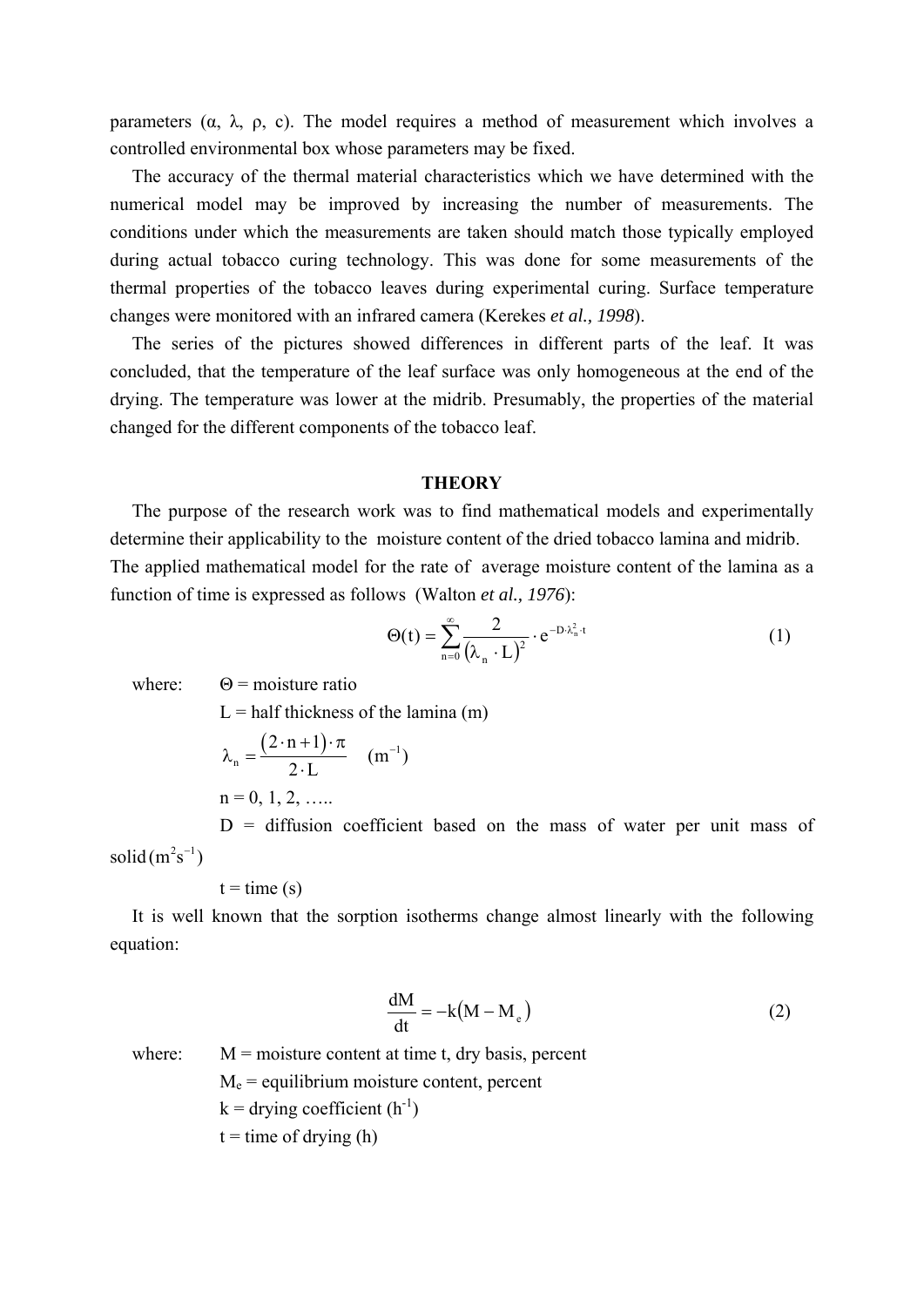parameters ($\alpha$, $\lambda$, $\rho$, c). The model requires a method of measurement which involves a controlled environmental box whose parameters may be fixed.

The accuracy of the thermal material characteristics which we have determined with the numerical model may be improved by increasing the number of measurements. The conditions under which the measurements are taken should match those typically employed during actual tobacco curing technology. This was done for some measurements of the thermal properties of the tobacco leaves during experimental curing. Surface temperature changes were monitored with an infrared camera (Kerekes *et al., 1998*).

The series of the pictures showed differences in different parts of the leaf. It was concluded, that the temperature of the leaf surface was only homogeneous at the end of the drying. The temperature was lower at the midrib. Presumably, the properties of the material changed for the different components of the tobacco leaf.

## THEORY

The purpose of the research work was to find mathematical models and experimentally determine their applicability to the moisture content of the dried tobacco lamina and midrib. The applied mathematical model for the rate of average moisture content of the lamina as a function of time is expressed as follows (Walton *et al., 1976*):

$$\Theta(t) = \sum_{n=0}^{\infty} \frac{2}{(\lambda_n \cdot L)^2} \cdot e^{-D \cdot \lambda_n^2 \cdot t} \tag{1}$$

where: $\Theta$ = moisture ratio

L = half thickness of the lamina (m)

$\lambda_n = \dfrac{(2 \cdot n + 1) \cdot \pi}{2 \cdot L}$ $(m^{-1})$

n = 0, 1, 2, …..

D = diffusion coefficient based on the mass of water per unit mass of solid $(m^2 s^{-1})$

t = time (s)

It is well known that the sorption isotherms change almost linearly with the following equation:

$$\frac{dM}{dt} = -k(M - M_e) \tag{2}$$

where: M = moisture content at time t, dry basis, percent

$M_e$ = equilibrium moisture content, percent

k = drying coefficient $(h^{-1})$

t = time of drying (h)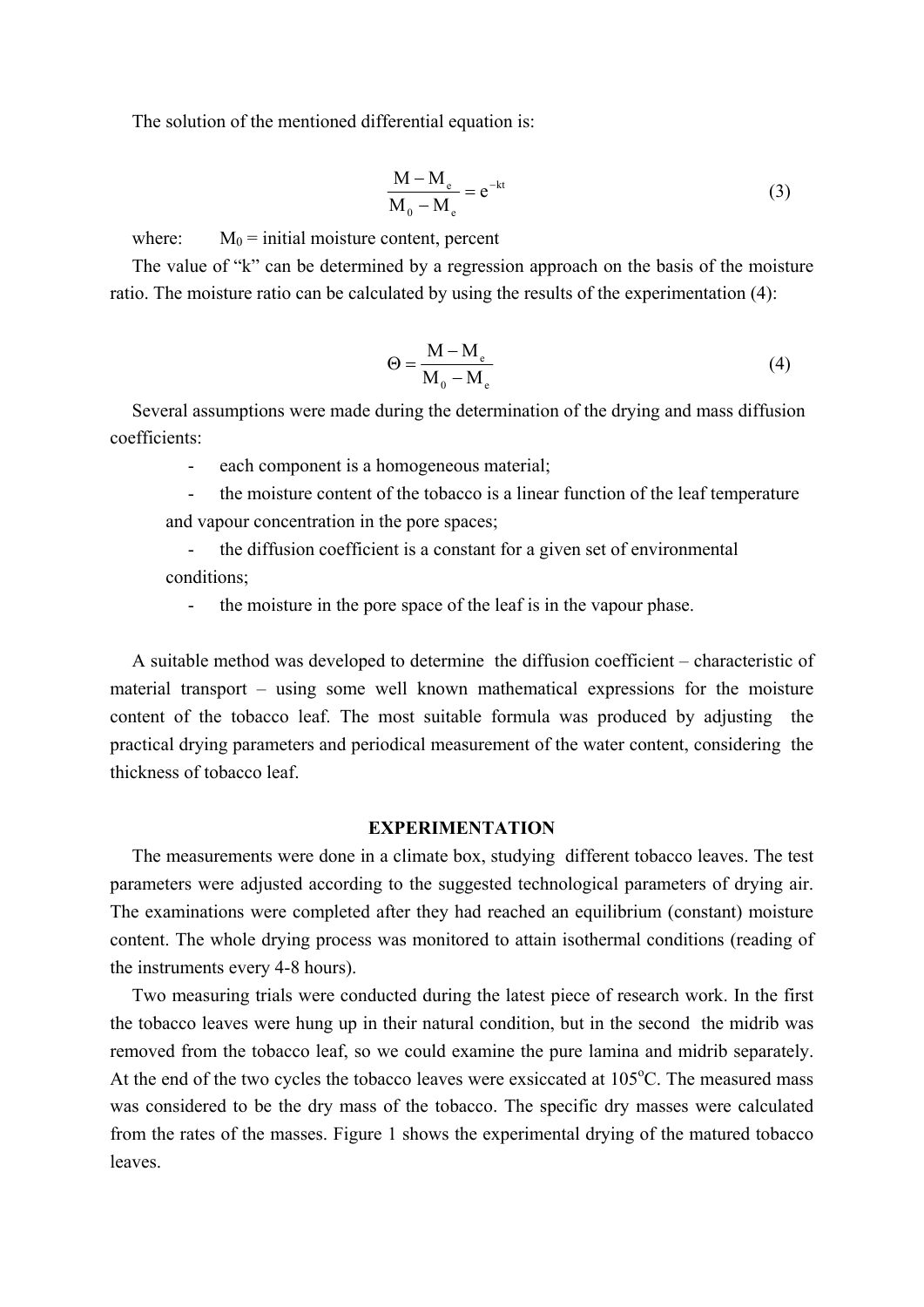The solution of the mentioned differential equation is:

$$\frac{M - M_e}{M_0 - M_e} = e^{-kt} \tag{3}$$

where: $M_0$ = initial moisture content, percent

The value of "k" can be determined by a regression approach on the basis of the moisture ratio. The moisture ratio can be calculated by using the results of the experimentation (4):

$$\Theta = \frac{M - M_e}{M_0 - M_e} \tag{4}$$

Several assumptions were made during the determination of the drying and mass diffusion coefficients:

- each component is a homogeneous material;
- the moisture content of the tobacco is a linear function of the leaf temperature and vapour concentration in the pore spaces;
- the diffusion coefficient is a constant for a given set of environmental conditions;
- the moisture in the pore space of the leaf is in the vapour phase.

A suitable method was developed to determine the diffusion coefficient – characteristic of material transport – using some well known mathematical expressions for the moisture content of the tobacco leaf. The most suitable formula was produced by adjusting the practical drying parameters and periodical measurement of the water content, considering the thickness of tobacco leaf.

## EXPERIMENTATION

The measurements were done in a climate box, studying different tobacco leaves. The test parameters were adjusted according to the suggested technological parameters of drying air. The examinations were completed after they had reached an equilibrium (constant) moisture content. The whole drying process was monitored to attain isothermal conditions (reading of the instruments every 4-8 hours).

Two measuring trials were conducted during the latest piece of research work. In the first the tobacco leaves were hung up in their natural condition, but in the second the midrib was removed from the tobacco leaf, so we could examine the pure lamina and midrib separately. At the end of the two cycles the tobacco leaves were exsiccated at 105°C. The measured mass was considered to be the dry mass of the tobacco. The specific dry masses were calculated from the rates of the masses. Figure 1 shows the experimental drying of the matured tobacco leaves.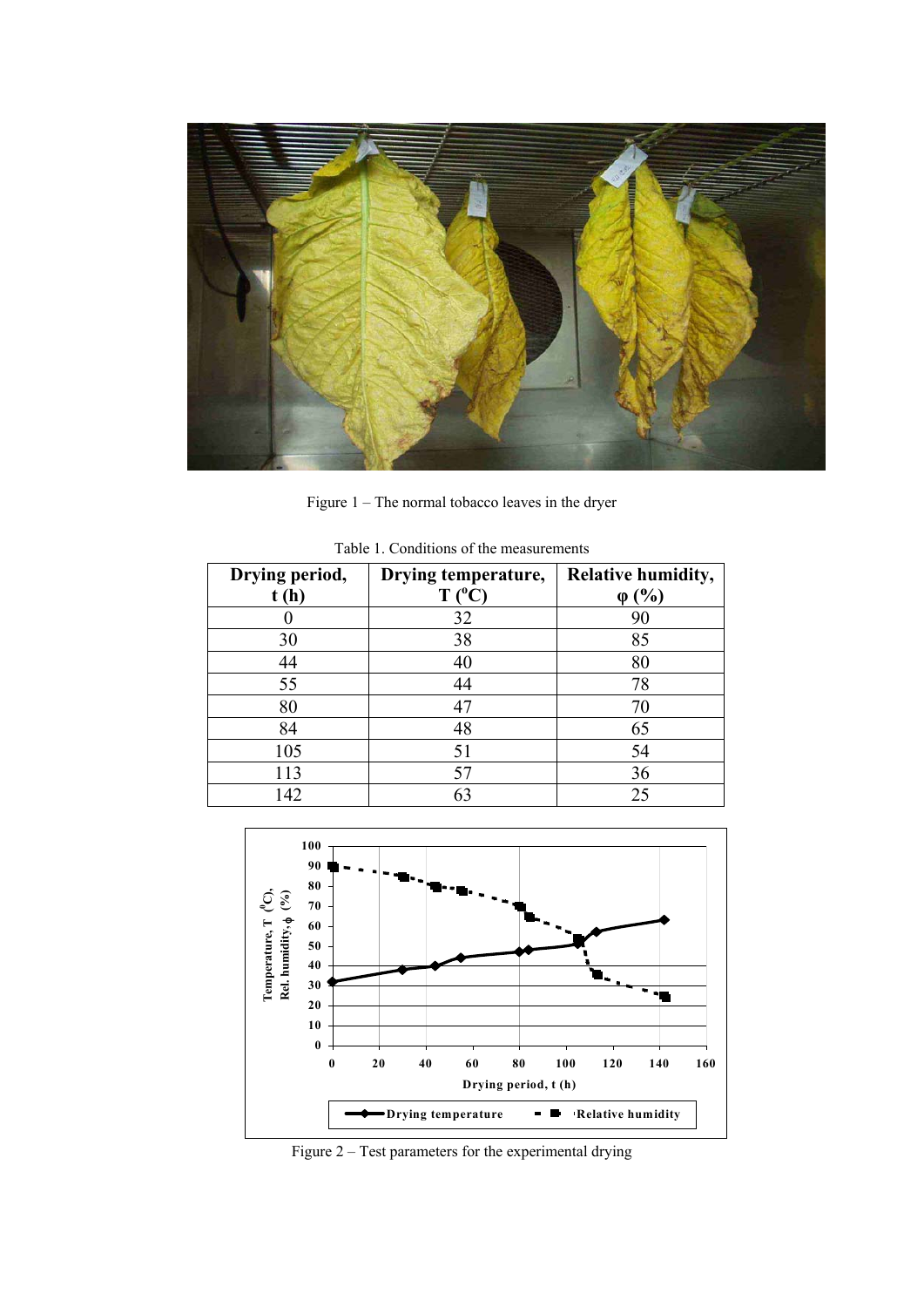Figure 1 – The normal tobacco leaves in the dryer

Table 1. Conditions of the measurements

| Drying period, t (h) | Drying temperature, T ($^{o}$C) | Relative humidity, φ (%) |
|---|---|---|
| 0 | 32 | 90 |
| 30 | 38 | 85 |
| 44 | 40 | 80 |
| 55 | 44 | 78 |
| 80 | 47 | 70 |
| 84 | 48 | 65 |
| 105 | 51 | 54 |
| 113 | 57 | 36 |
| 142 | 63 | 25 |

Figure 2 – Test parameters for the experimental drying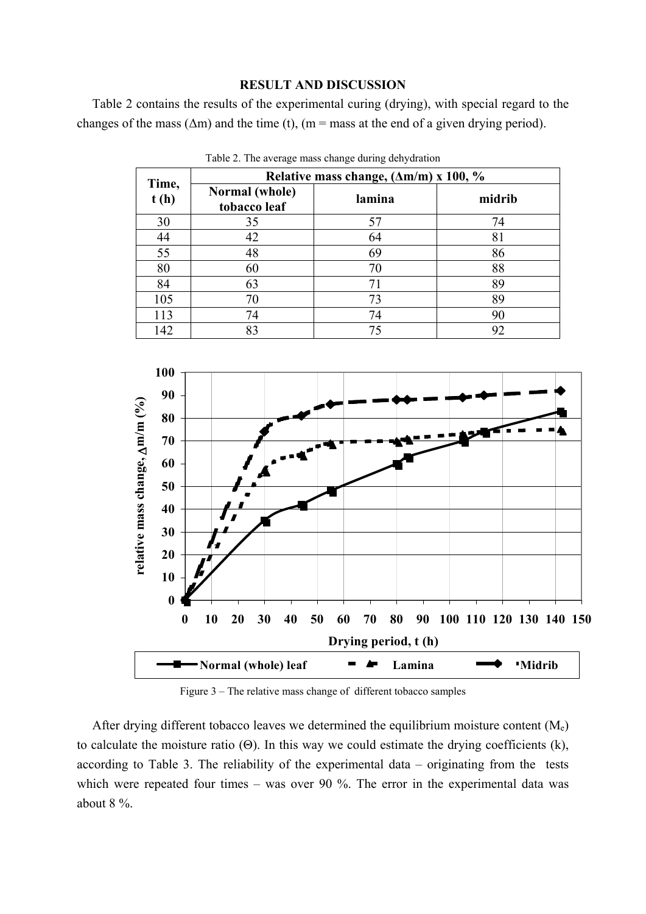## RESULT AND DISCUSSION

Table 2 contains the results of the experimental curing (drying), with special regard to the changes of the mass ($\Delta m$) and the time (t), (m = mass at the end of a given drying period).

Table 2. The average mass change during dehydration

| Time, t (h) | Relative mass change, ($\Delta m/m$) x 100, % | | |
|---|---|---|---|
| | Normal (whole) tobacco leaf | lamina | midrib |
| 30 | 35 | 57 | 74 |
| 44 | 42 | 64 | 81 |
| 55 | 48 | 69 | 86 |
| 80 | 60 | 70 | 88 |
| 84 | 63 | 71 | 89 |
| 105 | 70 | 73 | 89 |
| 113 | 74 | 74 | 90 |
| 142 | 83 | 75 | 92 |

Figure 3 – The relative mass change of different tobacco samples

After drying different tobacco leaves we determined the equilibrium moisture content ($M_e$) to calculate the moisture ratio ($\Theta$). In this way we could estimate the drying coefficients (k), according to Table 3. The reliability of the experimental data – originating from the tests which were repeated four times – was over 90 %. The error in the experimental data was about 8 %.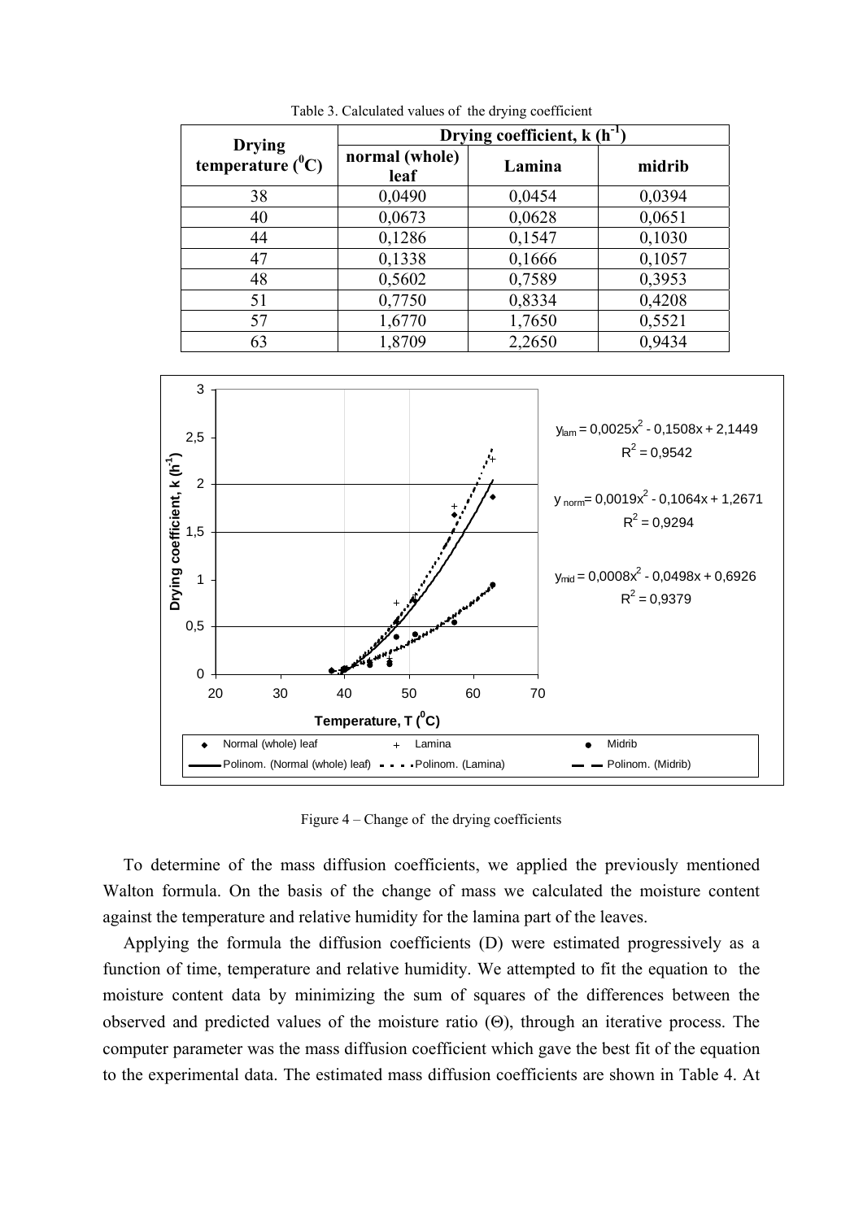Table 3. Calculated values of the drying coefficient

| Drying temperature ($^0$C) | Drying coefficient, k ($h^{-1}$) | | |
|---|---|---|---|
| | normal (whole) leaf | Lamina | midrib |
| 38 | 0,0490 | 0,0454 | 0,0394 |
| 40 | 0,0673 | 0,0628 | 0,0651 |
| 44 | 0,1286 | 0,1547 | 0,1030 |
| 47 | 0,1338 | 0,1666 | 0,1057 |
| 48 | 0,5602 | 0,7589 | 0,3953 |
| 51 | 0,7750 | 0,8334 | 0,4208 |
| 57 | 1,6770 | 1,7650 | 0,5521 |
| 63 | 1,8709 | 2,2650 | 0,9434 |

$y_{lam} = 0,0025x^2 - 0,1508x + 2,1449$, $R^2 = 0,9542$

$y_{norm} = 0,0019x^2 - 0,1064x + 1,2671$, $R^2 = 0,9294$

$y_{mid} = 0,0008x^2 - 0,0498x + 0,6926$, $R^2 = 0,9379$

Figure 4 – Change of the drying coefficients

To determine of the mass diffusion coefficients, we applied the previously mentioned Walton formula. On the basis of the change of mass we calculated the moisture content against the temperature and relative humidity for the lamina part of the leaves.

Applying the formula the diffusion coefficients (D) were estimated progressively as a function of time, temperature and relative humidity. We attempted to fit the equation to the moisture content data by minimizing the sum of squares of the differences between the observed and predicted values of the moisture ratio ($\Theta$), through an iterative process. The computer parameter was the mass diffusion coefficient which gave the best fit of the equation to the experimental data. The estimated mass diffusion coefficients are shown in Table 4. At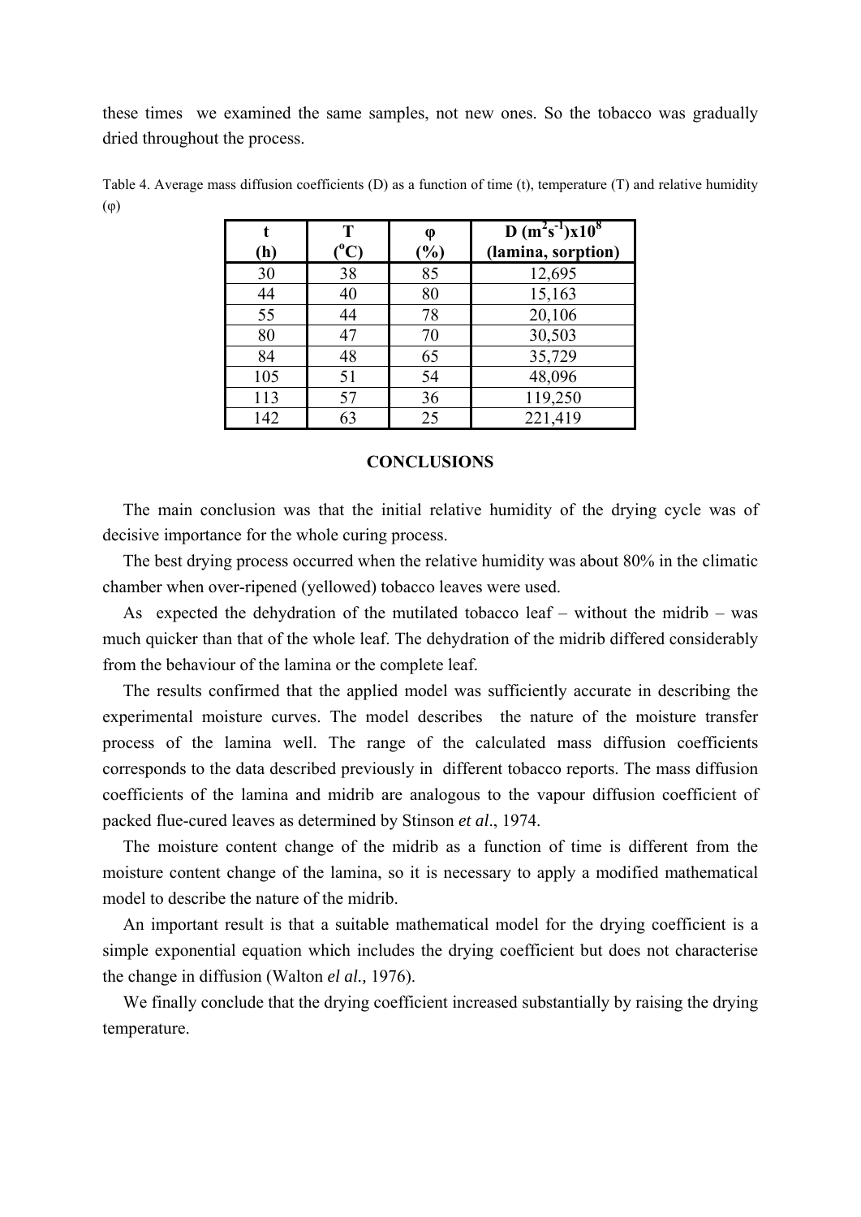these times we examined the same samples, not new ones. So the tobacco was gradually dried throughout the process.

Table 4. Average mass diffusion coefficients (D) as a function of time (t), temperature (T) and relative humidity (φ)

| t (h) | T ($^{o}$C) | φ (%) | D ($m^2s^{-1}$)x$10^8$ (lamina, sorption) |
|---|---|---|---|
| 30 | 38 | 85 | 12,695 |
| 44 | 40 | 80 | 15,163 |
| 55 | 44 | 78 | 20,106 |
| 80 | 47 | 70 | 30,503 |
| 84 | 48 | 65 | 35,729 |
| 105 | 51 | 54 | 48,096 |
| 113 | 57 | 36 | 119,250 |
| 142 | 63 | 25 | 221,419 |

## CONCLUSIONS

The main conclusion was that the initial relative humidity of the drying cycle was of decisive importance for the whole curing process.

The best drying process occurred when the relative humidity was about 80% in the climatic chamber when over-ripened (yellowed) tobacco leaves were used.

As expected the dehydration of the mutilated tobacco leaf – without the midrib – was much quicker than that of the whole leaf. The dehydration of the midrib differed considerably from the behaviour of the lamina or the complete leaf.

The results confirmed that the applied model was sufficiently accurate in describing the experimental moisture curves. The model describes the nature of the moisture transfer process of the lamina well. The range of the calculated mass diffusion coefficients corresponds to the data described previously in different tobacco reports. The mass diffusion coefficients of the lamina and midrib are analogous to the vapour diffusion coefficient of packed flue-cured leaves as determined by Stinson *et al*., 1974.

The moisture content change of the midrib as a function of time is different from the moisture content change of the lamina, so it is necessary to apply a modified mathematical model to describe the nature of the midrib.

An important result is that a suitable mathematical model for the drying coefficient is a simple exponential equation which includes the drying coefficient but does not characterise the change in diffusion (Walton *el al.,* 1976).

We finally conclude that the drying coefficient increased substantially by raising the drying temperature.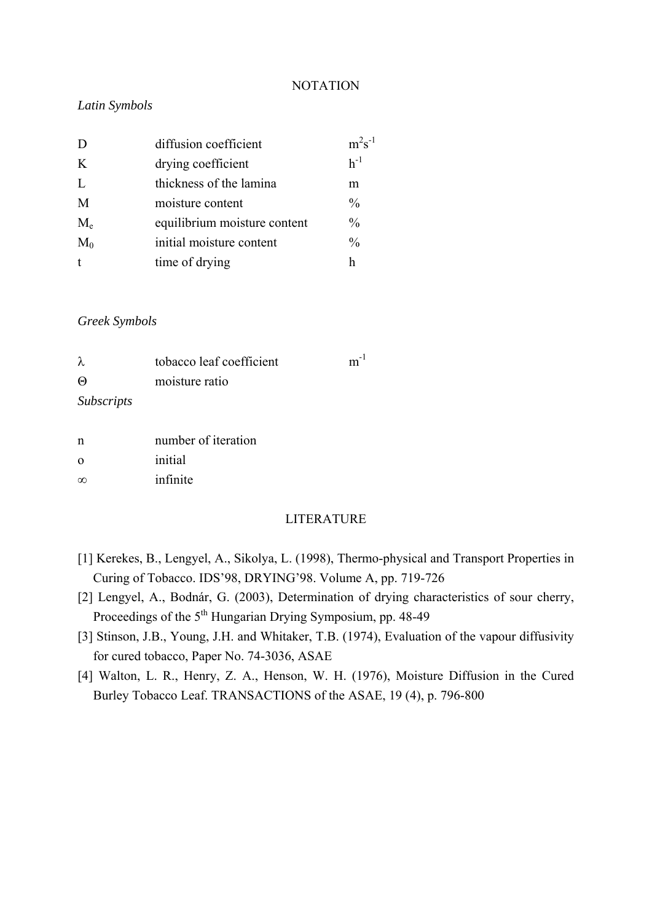## NOTATION

*Latin Symbols*

| | | |
|---|---|---|
| $D$ | diffusion coefficient | $m^2s^{-1}$ |
| $K$ | drying coefficient | $h^{-1}$ |
| $L$ | thickness of the lamina | m |
| $M$ | moisture content | % |
| $M_e$ | equilibrium moisture content | % |
| $M_0$ | initial moisture content | % |
| $t$ | time of drying | h |

*Greek Symbols*

| | | |
|---|---|---|
| $\lambda$ | tobacco leaf coefficient | $m^{-1}$ |
| $\Theta$ | moisture ratio | |

*Subscripts*

| | |
|---|---|
| n | number of iteration |
| o | initial |
| $\infty$ | infinite |

## LITERATURE

[1] Kerekes, B., Lengyel, A., Sikolya, L. (1998), Thermo-physical and Transport Properties in Curing of Tobacco. IDS'98, DRYING'98. Volume A, pp. 719-726

[2] Lengyel, A., Bodnár, G. (2003), Determination of drying characteristics of sour cherry, Proceedings of the 5th Hungarian Drying Symposium, pp. 48-49

[3] Stinson, J.B., Young, J.H. and Whitaker, T.B. (1974), Evaluation of the vapour diffusivity for cured tobacco, Paper No. 74-3036, ASAE

[4] Walton, L. R., Henry, Z. A., Henson, W. H. (1976), Moisture Diffusion in the Cured Burley Tobacco Leaf. TRANSACTIONS of the ASAE, 19 (4), p. 796-800